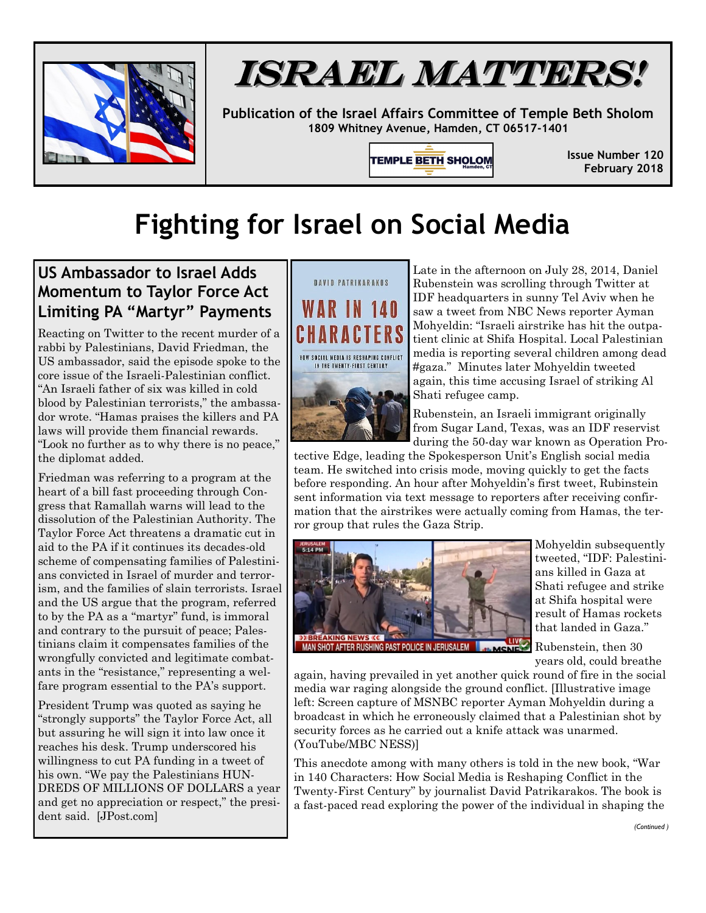# ISRAEL MATTERS!

**Publication of the Israel Affairs Committee of Temple Beth Sholom**
**1809 Whitney Avenue, Hamden, CT 06517-1401**

**Issue Number 120**
**February 2018**

# Fighting for Israel on Social Media

## US Ambassador to Israel Adds Momentum to Taylor Force Act Limiting PA "Martyr" Payments

Reacting on Twitter to the recent murder of a rabbi by Palestinians, David Friedman, the US ambassador, said the episode spoke to the core issue of the Israeli-Palestinian conflict. "An Israeli father of six was killed in cold blood by Palestinian terrorists," the ambassador wrote. "Hamas praises the killers and PA laws will provide them financial rewards. "Look no further as to why there is no peace," the diplomat added.

Friedman was referring to a program at the heart of a bill fast proceeding through Congress that Ramallah warns will lead to the dissolution of the Palestinian Authority. The Taylor Force Act threatens a dramatic cut in aid to the PA if it continues its decades-old scheme of compensating families of Palestinians convicted in Israel of murder and terrorism, and the families of slain terrorists. Israel and the US argue that the program, referred to by the PA as a "martyr" fund, is immoral and contrary to the pursuit of peace; Palestinians claim it compensates families of the wrongfully convicted and legitimate combatants in the "resistance," representing a welfare program essential to the PA's support.

President Trump was quoted as saying he "strongly supports" the Taylor Force Act, all but assuring he will sign it into law once it reaches his desk. Trump underscored his willingness to cut PA funding in a tweet of his own. "We pay the Palestinians HUNDREDS OF MILLIONS OF DOLLARS a year and get no appreciation or respect," the president said. [JPost.com]

Late in the afternoon on July 28, 2014, Daniel Rubenstein was scrolling through Twitter at IDF headquarters in sunny Tel Aviv when he saw a tweet from NBC News reporter Ayman Mohyeldin: "Israeli airstrike has hit the outpatient clinic at Shifa Hospital. Local Palestinian media is reporting several children among dead #gaza." Minutes later Mohyeldin tweeted again, this time accusing Israel of striking Al Shati refugee camp.

Rubenstein, an Israeli immigrant originally from Sugar Land, Texas, was an IDF reservist during the 50-day war known as Operation Protective Edge, leading the Spokesperson Unit's English social media team. He switched into crisis mode, moving quickly to get the facts before responding. An hour after Mohyeldin's first tweet, Rubinstein sent information via text message to reporters after receiving confirmation that the airstrikes were actually coming from Hamas, the terror group that rules the Gaza Strip.

Mohyeldin subsequently tweeted, "IDF: Palestinians killed in Gaza at Shati refugee camp and strike at Shifa hospital were result of Hamas rockets that landed in Gaza."

Rubenstein, then 30 years old, could breathe again, having prevailed in yet another quick round of fire in the social media war raging alongside the ground conflict. [Illustrative image left: Screen capture of MSNBC reporter Ayman Mohyeldin during a broadcast in which he erroneously claimed that a Palestinian shot by security forces as he carried out a knife attack was unarmed. (YouTube/MBC NESS)]

This anecdote among with many others is told in the new book, "War in 140 Characters: How Social Media is Reshaping Conflict in the Twenty-First Century" by journalist David Patrikarakos. The book is a fast-paced read exploring the power of the individual in shaping the

*(Continued)*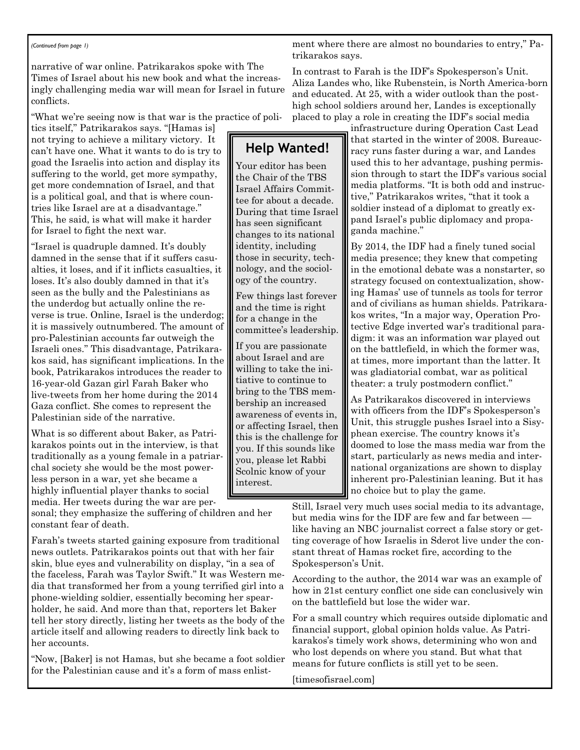*(Continued from page 1)*

narrative of war online. Patrikarakos spoke with The Times of Israel about his new book and what the increasingly challenging media war will mean for Israel in future conflicts.

"What we're seeing now is that war is the practice of politics itself," Patrikarakos says. "[Hamas is] not trying to achieve a military victory. It can't have one. What it wants to do is try to goad the Israelis into action and display its suffering to the world, get more sympathy, get more condemnation of Israel, and that is a political goal, and that is where countries like Israel are at a disadvantage." This, he said, is what will make it harder for Israel to fight the next war.

"Israel is quadruple damned. It's doubly damned in the sense that if it suffers casualties, it loses, and if it inflicts casualties, it loses. It's also doubly damned in that it's seen as the bully and the Palestinians as the underdog but actually online the reverse is true. Online, Israel is the underdog; it is massively outnumbered. The amount of pro-Palestinian accounts far outweigh the Israeli ones." This disadvantage, Patrikarakos said, has significant implications. In the book, Patrikarakos introduces the reader to 16-year-old Gazan girl Farah Baker who live-tweets from her home during the 2014 Gaza conflict. She comes to represent the Palestinian side of the narrative.

What is so different about Baker, as Patrikarakos points out in the interview, is that traditionally as a young female in a patriarchal society she would be the most powerless person in a war, yet she became a highly influential player thanks to social media. Her tweets during the war are personal; they emphasize the suffering of children and her constant fear of death.

Farah's tweets started gaining exposure from traditional news outlets. Patrikarakos points out that with her fair skin, blue eyes and vulnerability on display, "in a sea of the faceless, Farah was Taylor Swift." It was Western media that transformed her from a young terrified girl into a phone-wielding soldier, essentially becoming her spearholder, he said. And more than that, reporters let Baker tell her story directly, listing her tweets as the body of the article itself and allowing readers to directly link back to her accounts.

"Now, [Baker] is not Hamas, but she became a foot soldier for the Palestinian cause and it's a form of mass enlistment where there are almost no boundaries to entry," Patrikarakos says.

In contrast to Farah is the IDF's Spokesperson's Unit. Aliza Landes who, like Rubenstein, is North America-born and educated. At 25, with a wider outlook than the post-high school soldiers around her, Landes is exceptionally placed to play a role in creating the IDF's social media infrastructure during Operation Cast Lead that started in the winter of 2008. Bureaucracy runs faster during a war, and Landes used this to her advantage, pushing permission through to start the IDF's various social media platforms. "It is both odd and instructive," Patrikarakos writes, "that it took a soldier instead of a diplomat to greatly expand Israel's public diplomacy and propaganda machine."

By 2014, the IDF had a finely tuned social media presence; they knew that competing in the emotional debate was a nonstarter, so strategy focused on contextualization, showing Hamas' use of tunnels as tools for terror and of civilians as human shields. Patrikarakos writes, "In a major way, Operation Protective Edge inverted war's traditional paradigm: it was an information war played out on the battlefield, in which the former was, at times, more important than the latter. It was gladiatorial combat, war as political theater: a truly postmodern conflict."

As Patrikarakos discovered in interviews with officers from the IDF's Spokesperson's Unit, this struggle pushes Israel into a Sisyphean exercise. The country knows it's doomed to lose the mass media war from the start, particularly as news media and international organizations are shown to display inherent pro-Palestinian leaning. But it has no choice but to play the game.

Still, Israel very much uses social media to its advantage, but media wins for the IDF are few and far between — like having an NBC journalist correct a false story or getting coverage of how Israelis in Sderot live under the constant threat of Hamas rocket fire, according to the Spokesperson's Unit.

According to the author, the 2014 war was an example of how in 21st century conflict one side can conclusively win on the battlefield but lose the wider war.

For a small country which requires outside diplomatic and financial support, global opinion holds value. As Patrikarakos's timely work shows, determining who won and who lost depends on where you stand. But what that means for future conflicts is still yet to be seen.

[timesofisrael.com]

## Help Wanted!

Your editor has been the Chair of the TBS Israel Affairs Committee for about a decade. During that time Israel has seen significant changes to its national identity, including those in security, technology, and the sociology of the country.

Few things last forever and the time is right for a change in the committee's leadership.

If you are passionate about Israel and are willing to take the initiative to continue to bring to the TBS membership an increased awareness of events in, or affecting Israel, then this is the challenge for you. If this sounds like you, please let Rabbi Scolnic know of your interest.